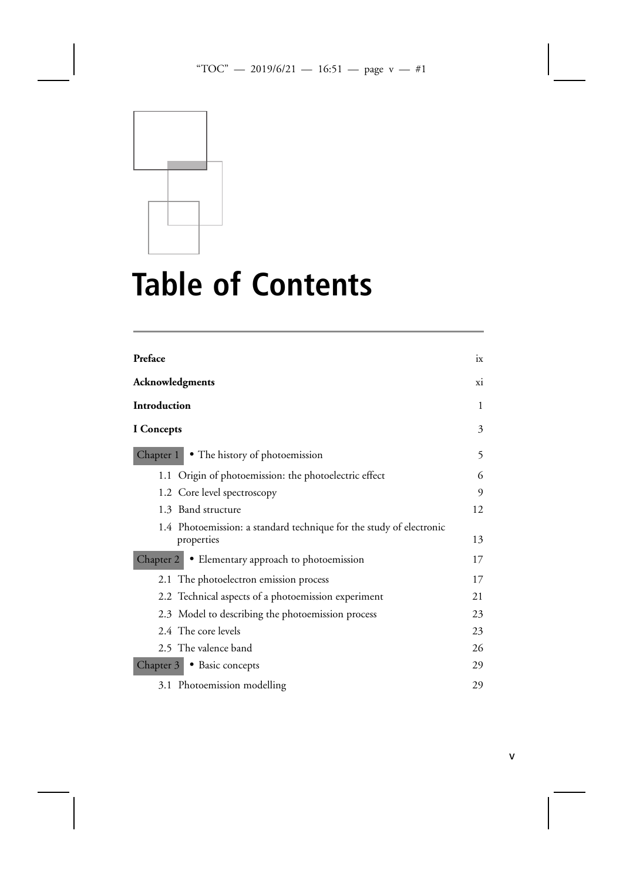# Table of Contents

| | |
|---|---|
| **Preface** | ix |
| **Acknowledgments** | xi |
| **Introduction** | 1 |
| **I Concepts** | 3 |
| Chapter 1 • The history of photoemission | 5 |
| 1.1 Origin of photoemission: the photoelectric effect | 6 |
| 1.2 Core level spectroscopy | 9 |
| 1.3 Band structure | 12 |
| 1.4 Photoemission: a standard technique for the study of electronic properties | 13 |
| Chapter 2 • Elementary approach to photoemission | 17 |
| 2.1 The photoelectron emission process | 17 |
| 2.2 Technical aspects of a photoemission experiment | 21 |
| 2.3 Model to describing the photoemission process | 23 |
| 2.4 The core levels | 23 |
| 2.5 The valence band | 26 |
| Chapter 3 • Basic concepts | 29 |
| 3.1 Photoemission modelling | 29 |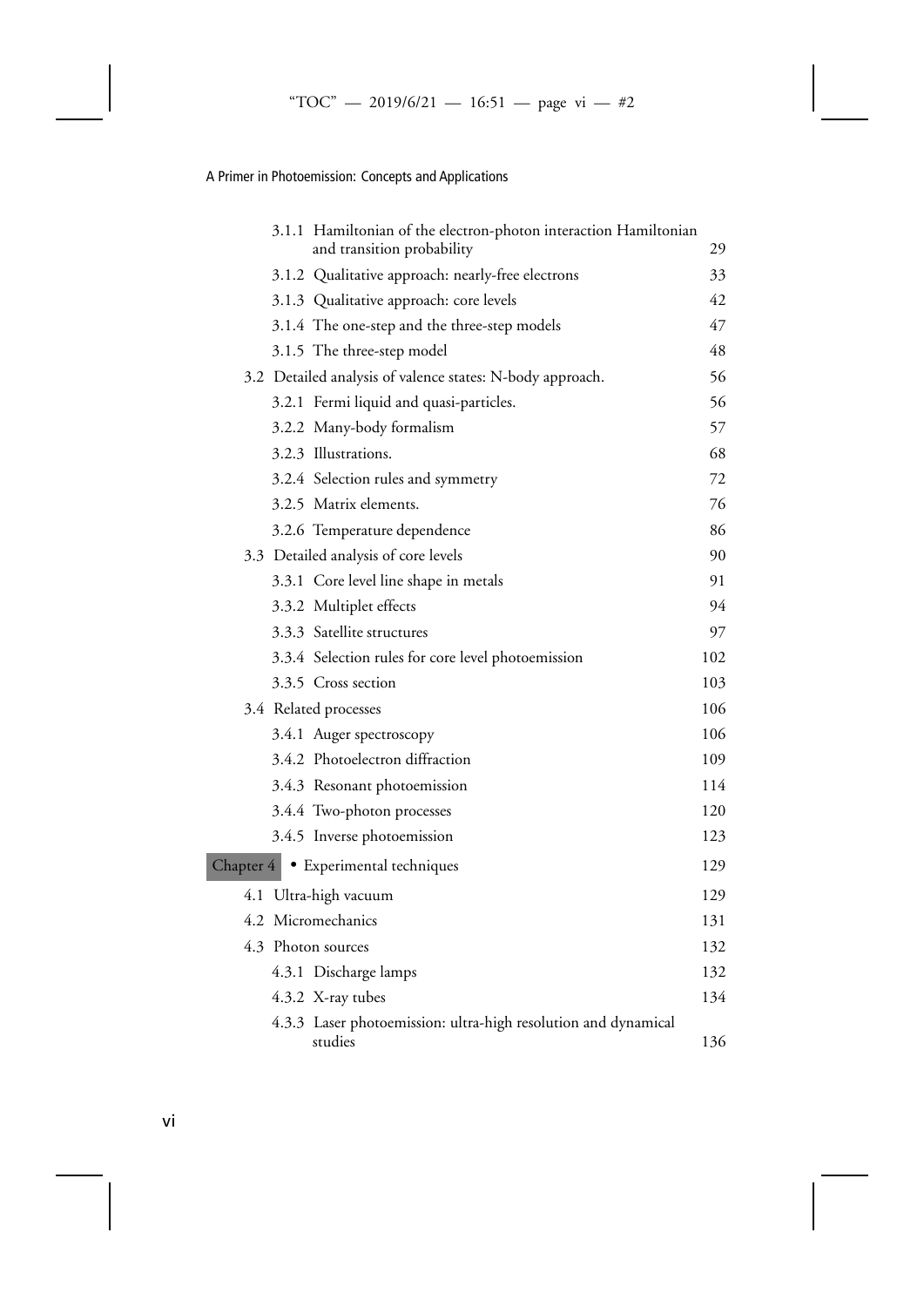3.1.1 Hamiltonian of the electron-photon interaction Hamiltonian and transition probability 29

3.1.2 Qualitative approach: nearly-free electrons 33

3.1.3 Qualitative approach: core levels 42

3.1.4 The one-step and the three-step models 47

3.1.5 The three-step model 48

3.2 Detailed analysis of valence states: N-body approach. 56

3.2.1 Fermi liquid and quasi-particles. 56

3.2.2 Many-body formalism 57

3.2.3 Illustrations. 68

3.2.4 Selection rules and symmetry 72

3.2.5 Matrix elements. 76

3.2.6 Temperature dependence 86

3.3 Detailed analysis of core levels 90

3.3.1 Core level line shape in metals 91

3.3.2 Multiplet effects 94

3.3.3 Satellite structures 97

3.3.4 Selection rules for core level photoemission 102

3.3.5 Cross section 103

3.4 Related processes 106

3.4.1 Auger spectroscopy 106

3.4.2 Photoelectron diffraction 109

3.4.3 Resonant photoemission 114

3.4.4 Two-photon processes 120

3.4.5 Inverse photoemission 123

**Chapter 4 • Experimental techniques** 129

4.1 Ultra-high vacuum 129

4.2 Micromechanics 131

4.3 Photon sources 132

4.3.1 Discharge lamps 132

4.3.2 X-ray tubes 134

4.3.3 Laser photoemission: ultra-high resolution and dynamical studies 136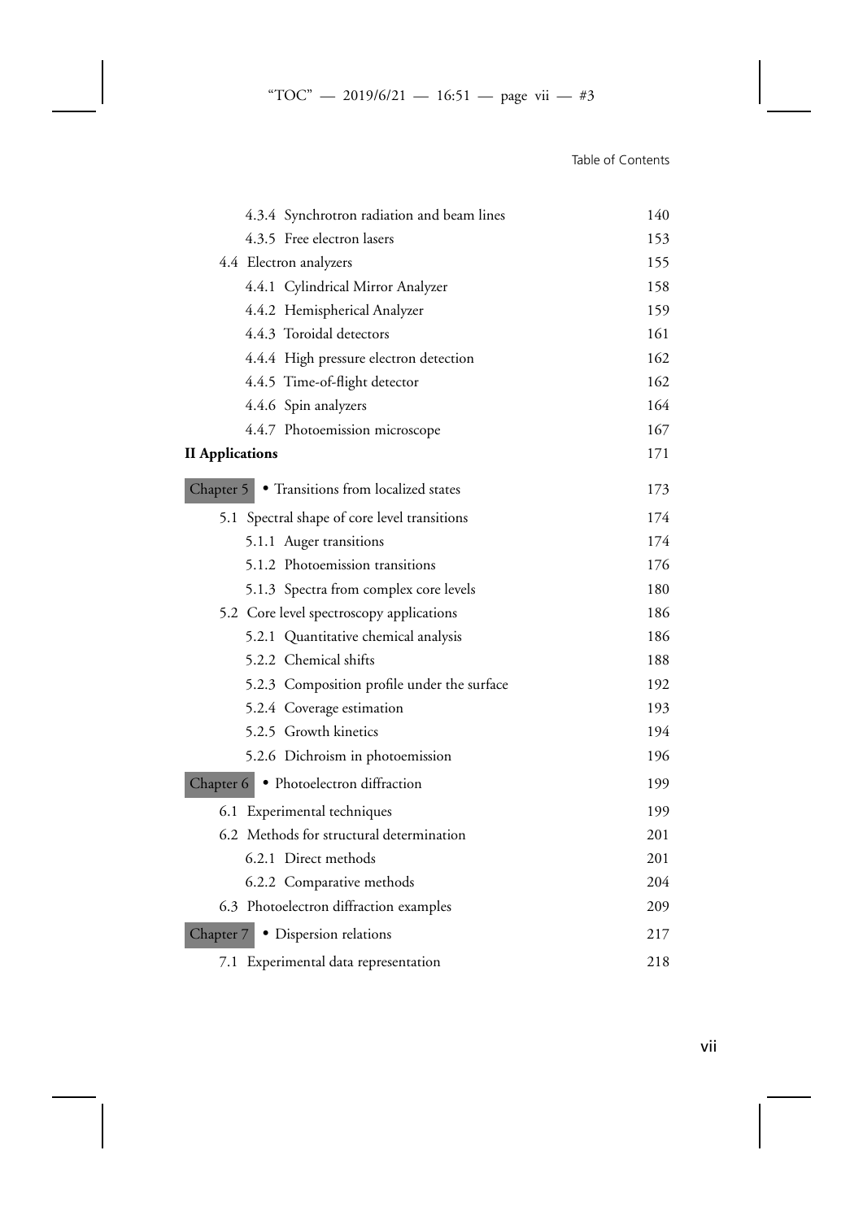| | |
|---|---|
| 4.3.4 Synchrotron radiation and beam lines | 140 |
| 4.3.5 Free electron lasers | 153 |
| 4.4 Electron analyzers | 155 |
| 4.4.1 Cylindrical Mirror Analyzer | 158 |
| 4.4.2 Hemispherical Analyzer | 159 |
| 4.4.3 Toroidal detectors | 161 |
| 4.4.4 High pressure electron detection | 162 |
| 4.4.5 Time-of-flight detector | 162 |
| 4.4.6 Spin analyzers | 164 |
| 4.4.7 Photoemission microscope | 167 |
| **II Applications** | 171 |
| Chapter 5 • Transitions from localized states | 173 |
| 5.1 Spectral shape of core level transitions | 174 |
| 5.1.1 Auger transitions | 174 |
| 5.1.2 Photoemission transitions | 176 |
| 5.1.3 Spectra from complex core levels | 180 |
| 5.2 Core level spectroscopy applications | 186 |
| 5.2.1 Quantitative chemical analysis | 186 |
| 5.2.2 Chemical shifts | 188 |
| 5.2.3 Composition profile under the surface | 192 |
| 5.2.4 Coverage estimation | 193 |
| 5.2.5 Growth kinetics | 194 |
| 5.2.6 Dichroism in photoemission | 196 |
| Chapter 6 • Photoelectron diffraction | 199 |
| 6.1 Experimental techniques | 199 |
| 6.2 Methods for structural determination | 201 |
| 6.2.1 Direct methods | 201 |
| 6.2.2 Comparative methods | 204 |
| 6.3 Photoelectron diffraction examples | 209 |
| Chapter 7 • Dispersion relations | 217 |
| 7.1 Experimental data representation | 218 |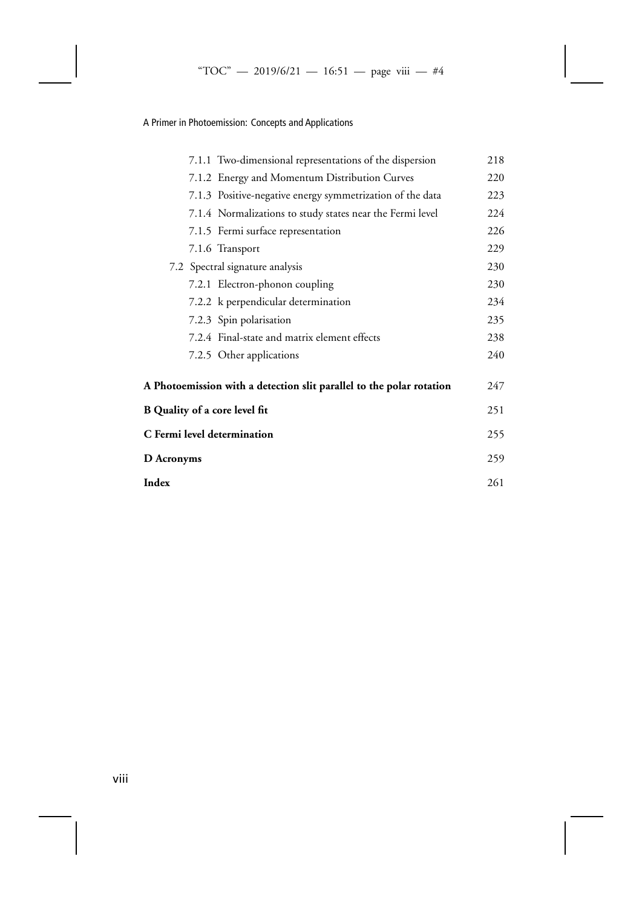7.1.1 Two-dimensional representations of the dispersion 218
7.1.2 Energy and Momentum Distribution Curves 220
7.1.3 Positive-negative energy symmetrization of the data 223
7.1.4 Normalizations to study states near the Fermi level 224
7.1.5 Fermi surface representation 226
7.1.6 Transport 229

7.2 Spectral signature analysis 230
7.2.1 Electron-phonon coupling 230
7.2.2 k perpendicular determination 234
7.2.3 Spin polarisation 235
7.2.4 Final-state and matrix element effects 238
7.2.5 Other applications 240

**A Photoemission with a detection slit parallel to the polar rotation** 247

**B Quality of a core level fit** 251

**C Fermi level determination** 255

**D Acronyms** 259

**Index** 261